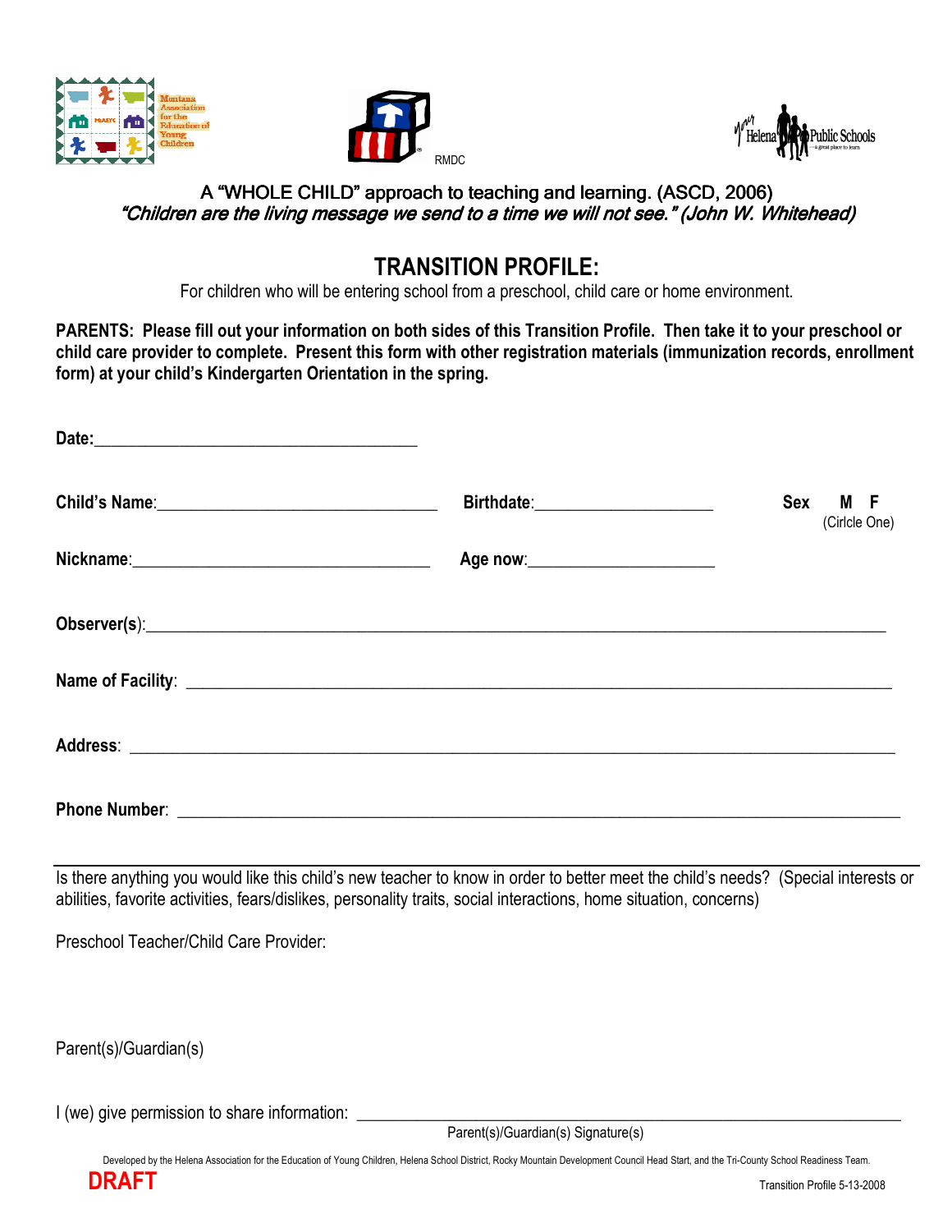Montana Association for the Education of Young Children

RMDC

Your Helena Public Schools ...a great place to learn

A "WHOLE CHILD" approach to teaching and learning. (ASCD, 2006)
*"Children are the living message we send to a time we will not see." (John W. Whitehead)*

# TRANSITION PROFILE:

For children who will be entering school from a preschool, child care or home environment.

**PARENTS: Please fill out your information on both sides of this Transition Profile. Then take it to your preschool or child care provider to complete. Present this form with other registration materials (immunization records, enrollment form) at your child's Kindergarten Orientation in the spring.**

**Date:**_____________________________________

**Child's Name**:________________________________ **Birthdate**:____________________ **Sex M F** (Cirlcle One)

**Nickname**:_________________________________ **Age now**:_____________________

**Observer(s)**:_____________________________________________________________________________

**Name of Facility**: ________________________________________________________________________

**Address**: _______________________________________________________________________________

**Phone Number**: __________________________________________________________________________

---

Is there anything you would like this child's new teacher to know in order to better meet the child's needs? (Special interests or abilities, favorite activities, fears/dislikes, personality traits, social interactions, home situation, concerns)

Preschool Teacher/Child Care Provider:

Parent(s)/Guardian(s)

I (we) give permission to share information: ____________________________________________________
Parent(s)/Guardian(s) Signature(s)

Developed by the Helena Association for the Education of Young Children, Helena School District, Rocky Mountain Development Council Head Start, and the Tri-County School Readiness Team.

DRAFT

Transition Profile 5-13-2008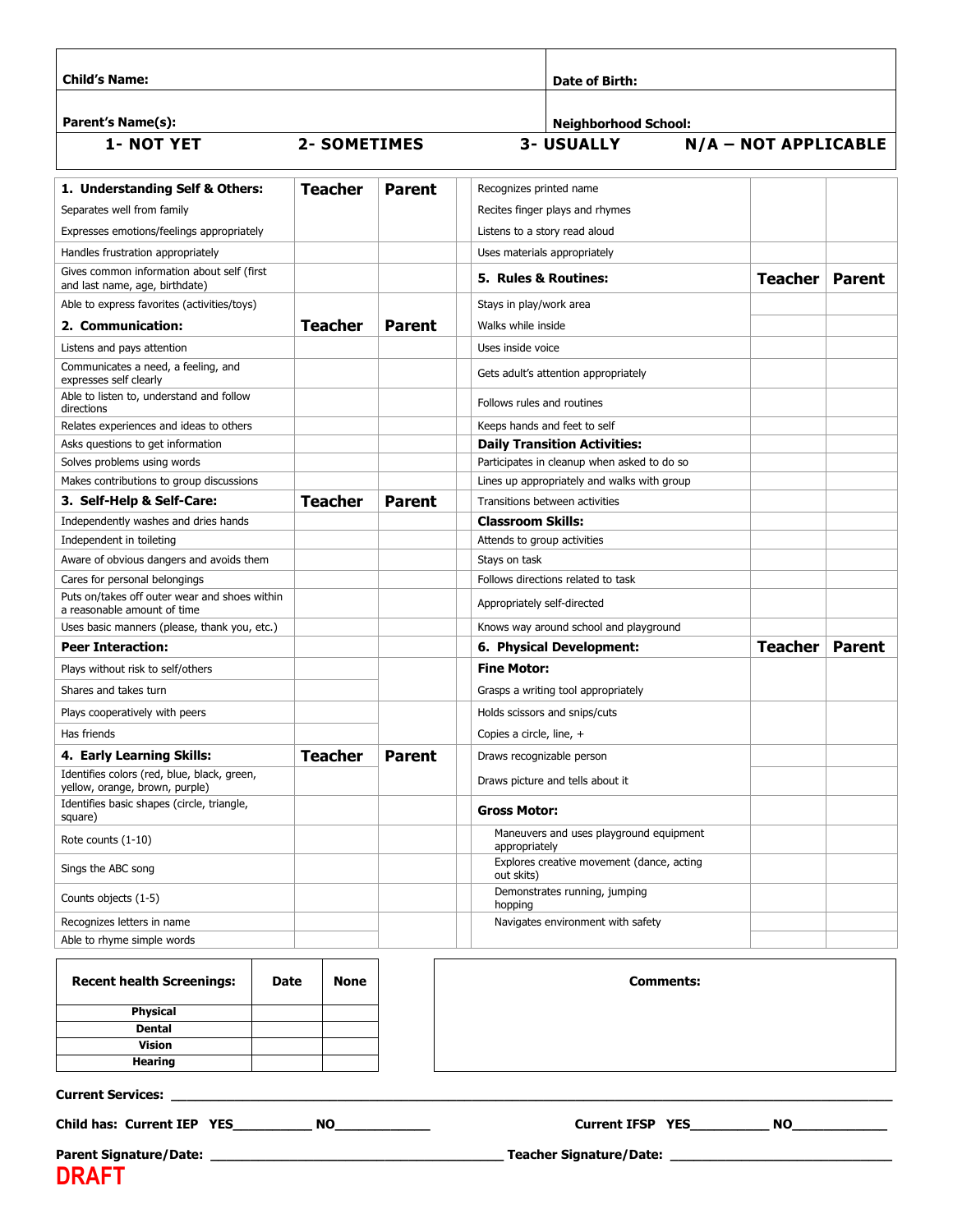| | |
|---|---|
| **Child's Name:** | **Date of Birth:** |
| **Parent's Name(s):** | **Neighborhood School:** |

**1- NOT YET** **2- SOMETIMES** **3- USUALLY** **N/A – NOT APPLICABLE**

| **1. Understanding Self & Others:** | **Teacher** | **Parent** |
|---|---|---|
| Separates well from family | | |
| Expresses emotions/feelings appropriately | | |
| Handles frustration appropriately | | |
| Gives common information about self (first and last name, age, birthdate) | | |
| Able to express favorites (activities/toys) | | |
| **2. Communication:** | **Teacher** | **Parent** |
| Listens and pays attention | | |
| Communicates a need, a feeling, and expresses self clearly | | |
| Able to listen to, understand and follow directions | | |
| Relates experiences and ideas to others | | |
| Asks questions to get information | | |
| Solves problems using words | | |
| Makes contributions to group discussions | | |
| **3. Self-Help & Self-Care:** | **Teacher** | **Parent** |
| Independently washes and dries hands | | |
| Independent in toileting | | |
| Aware of obvious dangers and avoids them | | |
| Cares for personal belongings | | |
| Puts on/takes off outer wear and shoes within a reasonable amount of time | | |
| Uses basic manners (please, thank you, etc.) | | |
| **Peer Interaction:** | | |
| Plays without risk to self/others | | |
| Shares and takes turn | | |
| Plays cooperatively with peers | | |
| Has friends | | |
| **4. Early Learning Skills:** | **Teacher** | **Parent** |
| Identifies colors (red, blue, black, green, yellow, orange, brown, purple) | | |
| Identifies basic shapes (circle, triangle, square) | | |
| Rote counts (1-10) | | |
| Sings the ABC song | | |
| Counts objects (1-5) | | |
| Recognizes letters in name | | |
| Able to rhyme simple words | | |
| Recognizes printed name | | |
| Recites finger plays and rhymes | | |
| Listens to a story read aloud | | |
| Uses materials appropriately | | |
| **5. Rules & Routines:** | **Teacher** | **Parent** |
| Stays in play/work area | | |
| Walks while inside | | |
| Uses inside voice | | |
| Gets adult's attention appropriately | | |
| Follows rules and routines | | |
| Keeps hands and feet to self | | |
| **Daily Transition Activities:** | | |
| Participates in cleanup when asked to do so | | |
| Lines up appropriately and walks with group | | |
| Transitions between activities | | |
| **Classroom Skills:** | | |
| Attends to group activities | | |
| Stays on task | | |
| Follows directions related to task | | |
| Appropriately self-directed | | |
| Knows way around school and playground | | |
| **6. Physical Development:** | **Teacher** | **Parent** |
| **Fine Motor:** | | |
| Grasps a writing tool appropriately | | |
| Holds scissors and snips/cuts | | |
| Copies a circle, line, + | | |
| Draws recognizable person | | |
| Draws picture and tells about it | | |
| **Gross Motor:** | | |
| Maneuvers and uses playground equipment appropriately | | |
| Explores creative movement (dance, acting out skits) | | |
| Demonstrates running, jumping hopping | | |
| Navigates environment with safety | | |

| **Recent health Screenings:** | **Date** | **None** |
|---|---|---|
| **Physical** | | |
| **Dental** | | |
| **Vision** | | |
| **Hearing** | | |

**Comments:**

**Current Services:** ______________________________________________

**Child has: Current IEP YES**__________ **NO**____________ **Current IFSP YES**__________ **NO**____________

**Parent Signature/Date:** ______________________________ **Teacher Signature/Date:** ______________________

**DRAFT**